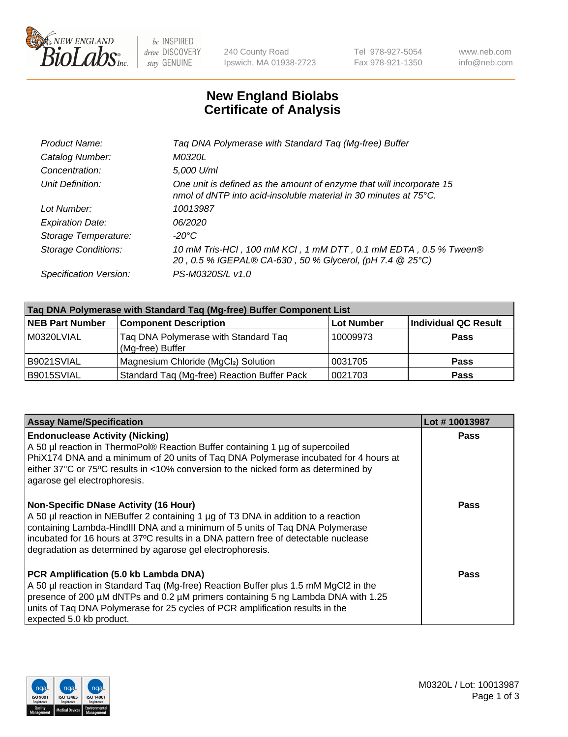New England BioLabs Inc. — be INSPIRED drive DISCOVERY stay GENUINE

240 County Road
Ipswich, MA 01938-2723

Tel 978-927-5054
Fax 978-921-1350

www.neb.com
info@neb.com

# New England Biolabs
# Certificate of Analysis

| | |
|---|---|
| *Product Name:* | *Taq DNA Polymerase with Standard Taq (Mg-free) Buffer* |
| *Catalog Number:* | *M0320L* |
| *Concentration:* | *5,000 U/ml* |
| *Unit Definition:* | *One unit is defined as the amount of enzyme that will incorporate 15 nmol of dNTP into acid-insoluble material in 30 minutes at 75°C.* |
| *Lot Number:* | *10013987* |
| *Expiration Date:* | *06/2020* |
| *Storage Temperature:* | *-20°C* |
| *Storage Conditions:* | *10 mM Tris-HCl , 100 mM KCl , 1 mM DTT , 0.1 mM EDTA , 0.5 % Tween® 20 , 0.5 % IGEPAL® CA-630 , 50 % Glycerol, (pH 7.4 @ 25°C)* |
| *Specification Version:* | *PS-M0320S/L v1.0* |

| Taq DNA Polymerase with Standard Taq (Mg-free) Buffer Component List | | | |
|---|---|---|---|
| **NEB Part Number** | **Component Description** | **Lot Number** | **Individual QC Result** |
| M0320LVIAL | Taq DNA Polymerase with Standard Taq (Mg-free) Buffer | 10009973 | **Pass** |
| B9021SVIAL | Magnesium Chloride ($MgCl_2$) Solution | 0031705 | **Pass** |
| B9015SVIAL | Standard Taq (Mg-free) Reaction Buffer Pack | 0021703 | **Pass** |

| Assay Name/Specification | Lot # 10013987 |
|---|---|
| **Endonuclease Activity (Nicking)**<br>A 50 µl reaction in ThermoPol® Reaction Buffer containing 1 µg of supercoiled PhiX174 DNA and a minimum of 20 units of Taq DNA Polymerase incubated for 4 hours at either 37°C or 75ºC results in <10% conversion to the nicked form as determined by agarose gel electrophoresis. | **Pass** |
| **Non-Specific DNase Activity (16 Hour)**<br>A 50 µl reaction in NEBuffer 2 containing 1 µg of T3 DNA in addition to a reaction containing Lambda-HindIII DNA and a minimum of 5 units of Taq DNA Polymerase incubated for 16 hours at 37ºC results in a DNA pattern free of detectable nuclease degradation as determined by agarose gel electrophoresis. | **Pass** |
| **PCR Amplification (5.0 kb Lambda DNA)**<br>A 50 µl reaction in Standard Taq (Mg-free) Reaction Buffer plus 1.5 mM $MgCl_2$ in the presence of 200 µM dNTPs and 0.2 µM primers containing 5 ng Lambda DNA with 1.25 units of Taq DNA Polymerase for 25 cycles of PCR amplification results in the expected 5.0 kb product. | **Pass** |

ISO 9001 Registered Quality Management | ISO 13485 Registered Medical Devices | ISO 14001 Registered Environmental Management

M0320L / Lot: 10013987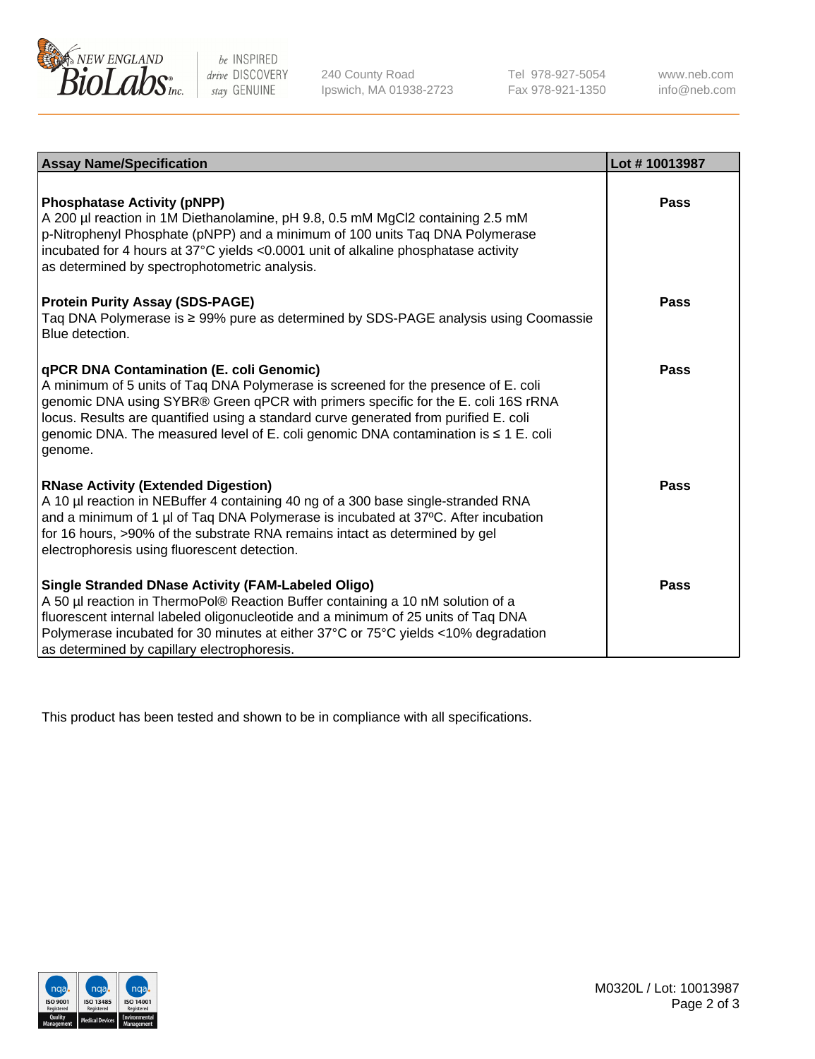| Assay Name/Specification | Lot # 10013987 |
| --- | --- |
| **Phosphatase Activity (pNPP)**<br>A 200 µl reaction in 1M Diethanolamine, pH 9.8, 0.5 mM $MgCl_2$ containing 2.5 mM p-Nitrophenyl Phosphate (pNPP) and a minimum of 100 units Taq DNA Polymerase incubated for 4 hours at 37°C yields <0.0001 unit of alkaline phosphatase activity as determined by spectrophotometric analysis. | **Pass** |
| **Protein Purity Assay (SDS-PAGE)**<br>Taq DNA Polymerase is ≥ 99% pure as determined by SDS-PAGE analysis using Coomassie Blue detection. | **Pass** |
| **qPCR DNA Contamination (E. coli Genomic)**<br>A minimum of 5 units of Taq DNA Polymerase is screened for the presence of E. coli genomic DNA using SYBR® Green qPCR with primers specific for the E. coli 16S rRNA locus. Results are quantified using a standard curve generated from purified E. coli genomic DNA. The measured level of E. coli genomic DNA contamination is ≤ 1 E. coli genome. | **Pass** |
| **RNase Activity (Extended Digestion)**<br>A 10 µl reaction in NEBuffer 4 containing 40 ng of a 300 base single-stranded RNA and a minimum of 1 µl of Taq DNA Polymerase is incubated at 37ºC. After incubation for 16 hours, >90% of the substrate RNA remains intact as determined by gel electrophoresis using fluorescent detection. | **Pass** |
| **Single Stranded DNase Activity (FAM-Labeled Oligo)**<br>A 50 µl reaction in ThermoPol® Reaction Buffer containing a 10 nM solution of a fluorescent internal labeled oligonucleotide and a minimum of 25 units of Taq DNA Polymerase incubated for 30 minutes at either 37°C or 75°C yields <10% degradation as determined by capillary electrophoresis. | **Pass** |

This product has been tested and shown to be in compliance with all specifications.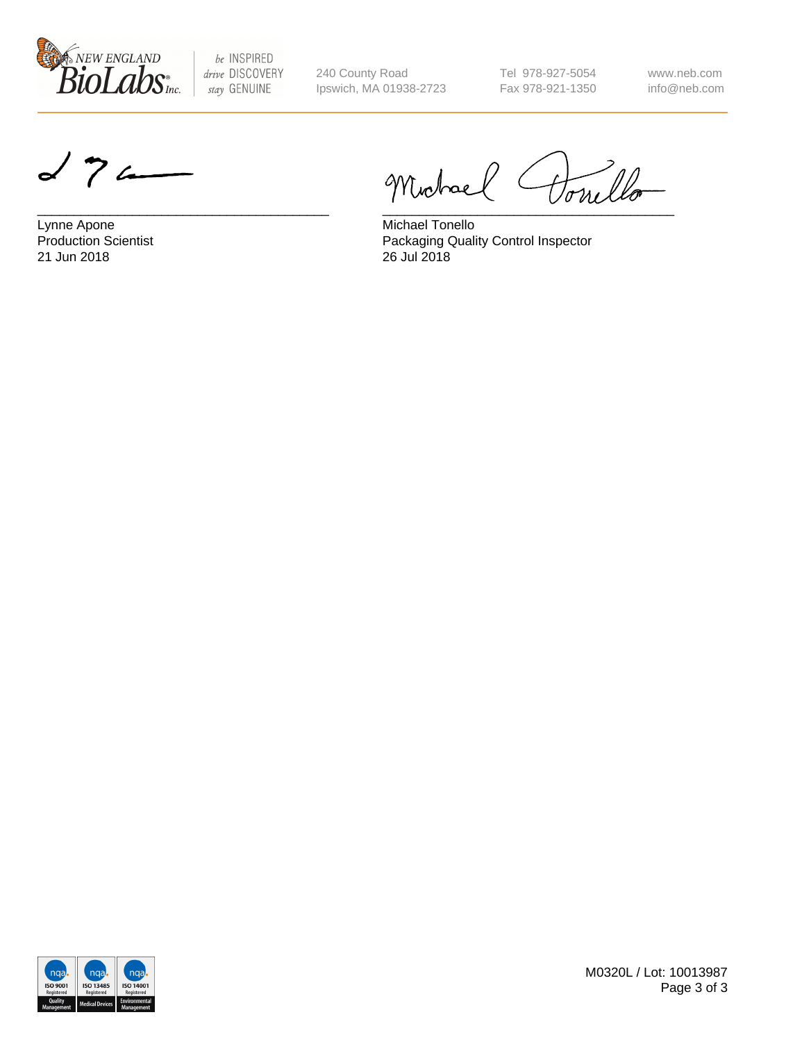NEW ENGLAND BioLabs Inc.

be INSPIRED drive DISCOVERY stay GENUINE

240 County Road
Ipswich, MA 01938-2723

Tel 978-927-5054
Fax 978-921-1350

www.neb.com
info@neb.com

______________________________________

Lynne Apone
Production Scientist
21 Jun 2018

______________________________________

Michael Tonello
Packaging Quality Control Inspector
26 Jul 2018

M0320L / Lot: 10013987